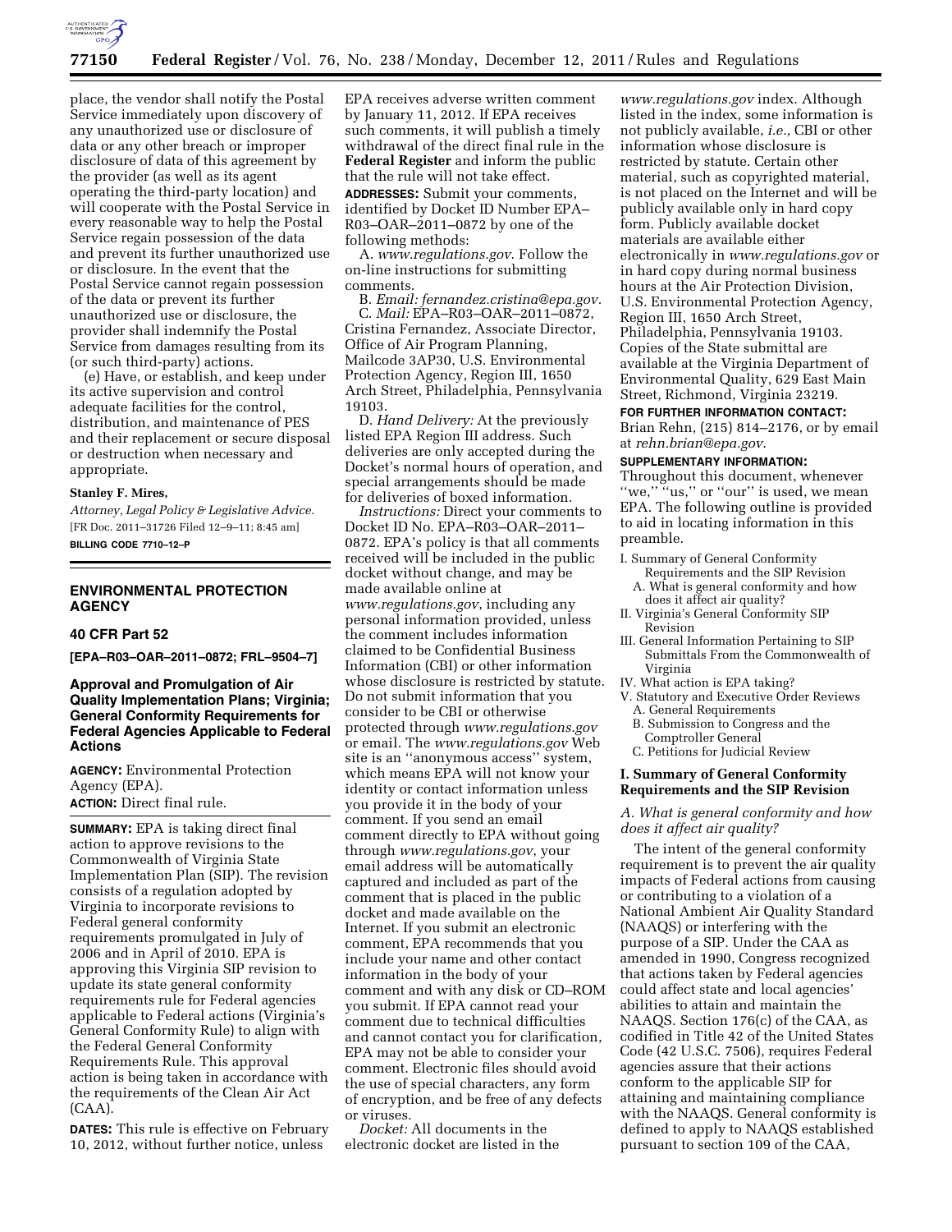place, the vendor shall notify the Postal Service immediately upon discovery of any unauthorized use or disclosure of data or any other breach or improper disclosure of data of this agreement by the provider (as well as its agent operating the third-party location) and will cooperate with the Postal Service in every reasonable way to help the Postal Service regain possession of the data and prevent its further unauthorized use or disclosure. In the event that the Postal Service cannot regain possession of the data or prevent its further unauthorized use or disclosure, the provider shall indemnify the Postal Service from damages resulting from its (or such third-party) actions.

(e) Have, or establish, and keep under its active supervision and control adequate facilities for the control, distribution, and maintenance of PES and their replacement or secure disposal or destruction when necessary and appropriate.

**Stanley F. Mires,**

*Attorney, Legal Policy & Legislative Advice.*

[FR Doc. 2011–31726 Filed 12–9–11; 8:45 am]

**BILLING CODE 7710–12–P**

---

## ENVIRONMENTAL PROTECTION AGENCY

### 40 CFR Part 52

**[EPA–R03–OAR–2011–0872; FRL–9504–7]**

### Approval and Promulgation of Air Quality Implementation Plans; Virginia; General Conformity Requirements for Federal Agencies Applicable to Federal Actions

**AGENCY:** Environmental Protection Agency (EPA).

**ACTION:** Direct final rule.

**SUMMARY:** EPA is taking direct final action to approve revisions to the Commonwealth of Virginia State Implementation Plan (SIP). The revision consists of a regulation adopted by Virginia to incorporate revisions to Federal general conformity requirements promulgated in July of 2006 and in April of 2010. EPA is approving this Virginia SIP revision to update its state general conformity requirements rule for Federal agencies applicable to Federal actions (Virginia's General Conformity Rule) to align with the Federal General Conformity Requirements Rule. This approval action is being taken in accordance with the requirements of the Clean Air Act (CAA).

**DATES:** This rule is effective on February 10, 2012, without further notice, unless EPA receives adverse written comment by January 11, 2012. If EPA receives such comments, it will publish a timely withdrawal of the direct final rule in the **Federal Register** and inform the public that the rule will not take effect.

**ADDRESSES:** Submit your comments, identified by Docket ID Number EPA–R03–OAR–2011–0872 by one of the following methods:

A. *www.regulations.gov*. Follow the on-line instructions for submitting comments.

B. *Email: fernandez.cristina@epa.gov.*

C. *Mail:* EPA–R03–OAR–2011–0872, Cristina Fernandez, Associate Director, Office of Air Program Planning, Mailcode 3AP30, U.S. Environmental Protection Agency, Region III, 1650 Arch Street, Philadelphia, Pennsylvania 19103.

D. *Hand Delivery:* At the previously listed EPA Region III address. Such deliveries are only accepted during the Docket's normal hours of operation, and special arrangements should be made for deliveries of boxed information.

*Instructions:* Direct your comments to Docket ID No. EPA–R03–OAR–2011–0872. EPA's policy is that all comments received will be included in the public docket without change, and may be made available online at *www.regulations.gov*, including any personal information provided, unless the comment includes information claimed to be Confidential Business Information (CBI) or other information whose disclosure is restricted by statute. Do not submit information that you consider to be CBI or otherwise protected through *www.regulations.gov* or email. The *www.regulations.gov* Web site is an "anonymous access" system, which means EPA will not know your identity or contact information unless you provide it in the body of your comment. If you send an email comment directly to EPA without going through *www.regulations.gov*, your email address will be automatically captured and included as part of the comment that is placed in the public docket and made available on the Internet. If you submit an electronic comment, EPA recommends that you include your name and other contact information in the body of your comment and with any disk or CD–ROM you submit. If EPA cannot read your comment due to technical difficulties and cannot contact you for clarification, EPA may not be able to consider your comment. Electronic files should avoid the use of special characters, any form of encryption, and be free of any defects or viruses.

*Docket:* All documents in the electronic docket are listed in the *www.regulations.gov* index. Although listed in the index, some information is not publicly available, *i.e.,* CBI or other information whose disclosure is restricted by statute. Certain other material, such as copyrighted material, is not placed on the Internet and will be publicly available only in hard copy form. Publicly available docket materials are available either electronically in *www.regulations.gov* or in hard copy during normal business hours at the Air Protection Division, U.S. Environmental Protection Agency, Region III, 1650 Arch Street, Philadelphia, Pennsylvania 19103. Copies of the State submittal are available at the Virginia Department of Environmental Quality, 629 East Main Street, Richmond, Virginia 23219.

**FOR FURTHER INFORMATION CONTACT:** Brian Rehn, (215) 814–2176, or by email at *rehn.brian@epa.gov*.

**SUPPLEMENTARY INFORMATION:** Throughout this document, whenever "we," "us," or "our" is used, we mean EPA. The following outline is provided to aid in locating information in this preamble.

- I. Summary of General Conformity Requirements and the SIP Revision
  - A. What is general conformity and how does it affect air quality?
- II. Virginia's General Conformity SIP Revision
- III. General Information Pertaining to SIP Submittals From the Commonwealth of Virginia
- IV. What action is EPA taking?
- V. Statutory and Executive Order Reviews
  - A. General Requirements
  - B. Submission to Congress and the Comptroller General
  - C. Petitions for Judicial Review

### I. Summary of General Conformity Requirements and the SIP Revision

#### *A. What is general conformity and how does it affect air quality?*

The intent of the general conformity requirement is to prevent the air quality impacts of Federal actions from causing or contributing to a violation of a National Ambient Air Quality Standard (NAAQS) or interfering with the purpose of a SIP. Under the CAA as amended in 1990, Congress recognized that actions taken by Federal agencies could affect state and local agencies' abilities to attain and maintain the NAAQS. Section 176(c) of the CAA, as codified in Title 42 of the United States Code (42 U.S.C. 7506), requires Federal agencies assure that their actions conform to the applicable SIP for attaining and maintaining compliance with the NAAQS. General conformity is defined to apply to NAAQS established pursuant to section 109 of the CAA,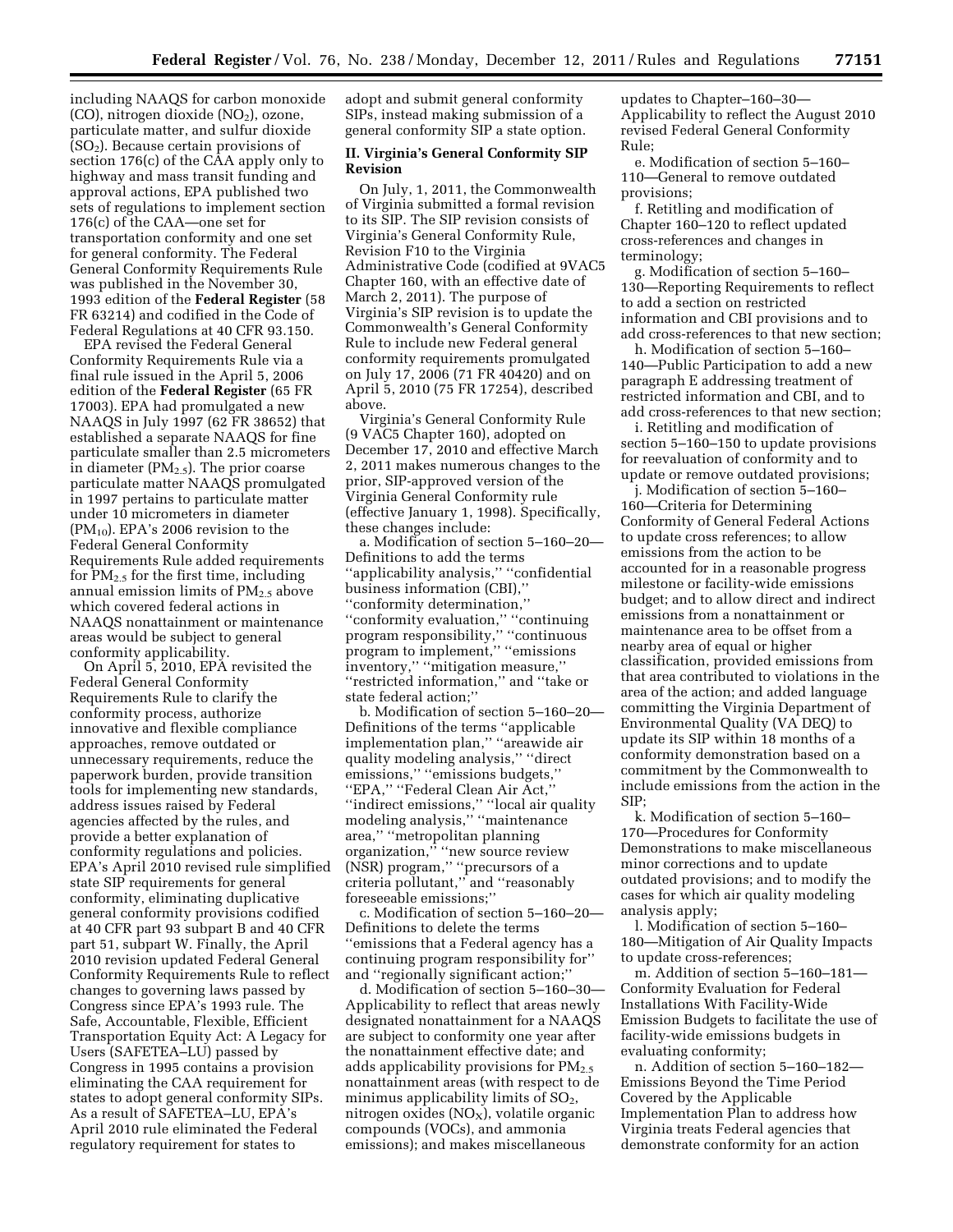including NAAQS for carbon monoxide (CO), nitrogen dioxide ($NO_2$), ozone, particulate matter, and sulfur dioxide ($SO_2$). Because certain provisions of section 176(c) of the CAA apply only to highway and mass transit funding and approval actions, EPA published two sets of regulations to implement section 176(c) of the CAA—one set for transportation conformity and one set for general conformity. The Federal General Conformity Requirements Rule was published in the November 30, 1993 edition of the **Federal Register** (58 FR 63214) and codified in the Code of Federal Regulations at 40 CFR 93.150.

EPA revised the Federal General Conformity Requirements Rule via a final rule issued in the April 5, 2006 edition of the **Federal Register** (65 FR 17003). EPA had promulgated a new NAAQS in July 1997 (62 FR 38652) that established a separate NAAQS for fine particulate smaller than 2.5 micrometers in diameter ($PM_{2.5}$). The prior coarse particulate matter NAAQS promulgated in 1997 pertains to particulate matter under 10 micrometers in diameter ($PM_{10}$). EPA's 2006 revision to the Federal General Conformity Requirements Rule added requirements for $PM_{2.5}$ for the first time, including annual emission limits of $PM_{2.5}$ above which covered federal actions in NAAQS nonattainment or maintenance areas would be subject to general conformity applicability.

On April 5, 2010, EPA revisited the Federal General Conformity Requirements Rule to clarify the conformity process, authorize innovative and flexible compliance approaches, remove outdated or unnecessary requirements, reduce the paperwork burden, provide transition tools for implementing new standards, address issues raised by Federal agencies affected by the rules, and provide a better explanation of conformity regulations and policies. EPA's April 2010 revised rule simplified state SIP requirements for general conformity, eliminating duplicative general conformity provisions codified at 40 CFR part 93 subpart B and 40 CFR part 51, subpart W. Finally, the April 2010 revision updated Federal General Conformity Requirements Rule to reflect changes to governing laws passed by Congress since EPA's 1993 rule. The Safe, Accountable, Flexible, Efficient Transportation Equity Act: A Legacy for Users (SAFETEA–LU) passed by Congress in 1995 contains a provision eliminating the CAA requirement for states to adopt general conformity SIPs. As a result of SAFETEA–LU, EPA's April 2010 rule eliminated the Federal regulatory requirement for states to adopt and submit general conformity SIPs, instead making submission of a general conformity SIP a state option.

## II. Virginia's General Conformity SIP Revision

On July, 1, 2011, the Commonwealth of Virginia submitted a formal revision to its SIP. The SIP revision consists of Virginia's General Conformity Rule, Revision F10 to the Virginia Administrative Code (codified at 9VAC5 Chapter 160, with an effective date of March 2, 2011). The purpose of Virginia's SIP revision is to update the Commonwealth's General Conformity Rule to include new Federal general conformity requirements promulgated on July 17, 2006 (71 FR 40420) and on April 5, 2010 (75 FR 17254), described above.

Virginia's General Conformity Rule (9 VAC5 Chapter 160), adopted on December 17, 2010 and effective March 2, 2011 makes numerous changes to the prior, SIP-approved version of the Virginia General Conformity rule (effective January 1, 1998). Specifically, these changes include:

a. Modification of section 5–160–20—Definitions to add the terms "applicability analysis," "confidential business information (CBI)," "conformity determination," "conformity evaluation," "continuing program responsibility," "continuous program to implement," "emissions inventory," "mitigation measure," "restricted information," and "take or state federal action;"

b. Modification of section 5–160–20—Definitions of the terms "applicable implementation plan," "areawide air quality modeling analysis," "direct emissions," "emissions budgets," "EPA," "Federal Clean Air Act," "indirect emissions," "local air quality modeling analysis," "maintenance area," "metropolitan planning organization," "new source review (NSR) program," "precursors of a criteria pollutant," and "reasonably foreseeable emissions;"

c. Modification of section 5–160–20—Definitions to delete the terms "emissions that a Federal agency has a continuing program responsibility for" and "regionally significant action;"

d. Modification of section 5–160–30—Applicability to reflect that areas newly designated nonattainment for a NAAQS are subject to conformity one year after the nonattainment effective date; and adds applicability provisions for $PM_{2.5}$ nonattainment areas (with respect to de minimus applicability limits of $SO_2$, nitrogen oxides ($NO_X$), volatile organic compounds (VOCs), and ammonia emissions); and makes miscellaneous updates to Chapter–160–30—Applicability to reflect the August 2010 revised Federal General Conformity Rule;

e. Modification of section 5–160–110—General to remove outdated provisions;

f. Retitling and modification of Chapter 160–120 to reflect updated cross-references and changes in terminology;

g. Modification of section 5–160–130—Reporting Requirements to reflect to add a section on restricted information and CBI provisions and to add cross-references to that new section;

h. Modification of section 5–160–140—Public Participation to add a new paragraph E addressing treatment of restricted information and CBI, and to add cross-references to that new section;

i. Retitling and modification of section 5–160–150 to update provisions for reevaluation of conformity and to update or remove outdated provisions;

j. Modification of section 5–160–160—Criteria for Determining Conformity of General Federal Actions to update cross references; to allow emissions from the action to be accounted for in a reasonable progress milestone or facility-wide emissions budget; and to allow direct and indirect emissions from a nonattainment or maintenance area to be offset from a nearby area of equal or higher classification, provided emissions from that area contributed to violations in the area of the action; and added language committing the Virginia Department of Environmental Quality (VA DEQ) to update its SIP within 18 months of a conformity demonstration based on a commitment by the Commonwealth to include emissions from the action in the SIP;

k. Modification of section 5–160–170—Procedures for Conformity Demonstrations to make miscellaneous minor corrections and to update outdated provisions; and to modify the cases for which air quality modeling analysis apply;

l. Modification of section 5–160–180—Mitigation of Air Quality Impacts to update cross-references;

m. Addition of section 5–160–181—Conformity Evaluation for Federal Installations With Facility-Wide Emission Budgets to facilitate the use of facility-wide emissions budgets in evaluating conformity;

n. Addition of section 5–160–182—Emissions Beyond the Time Period Covered by the Applicable Implementation Plan to address how Virginia treats Federal agencies that demonstrate conformity for an action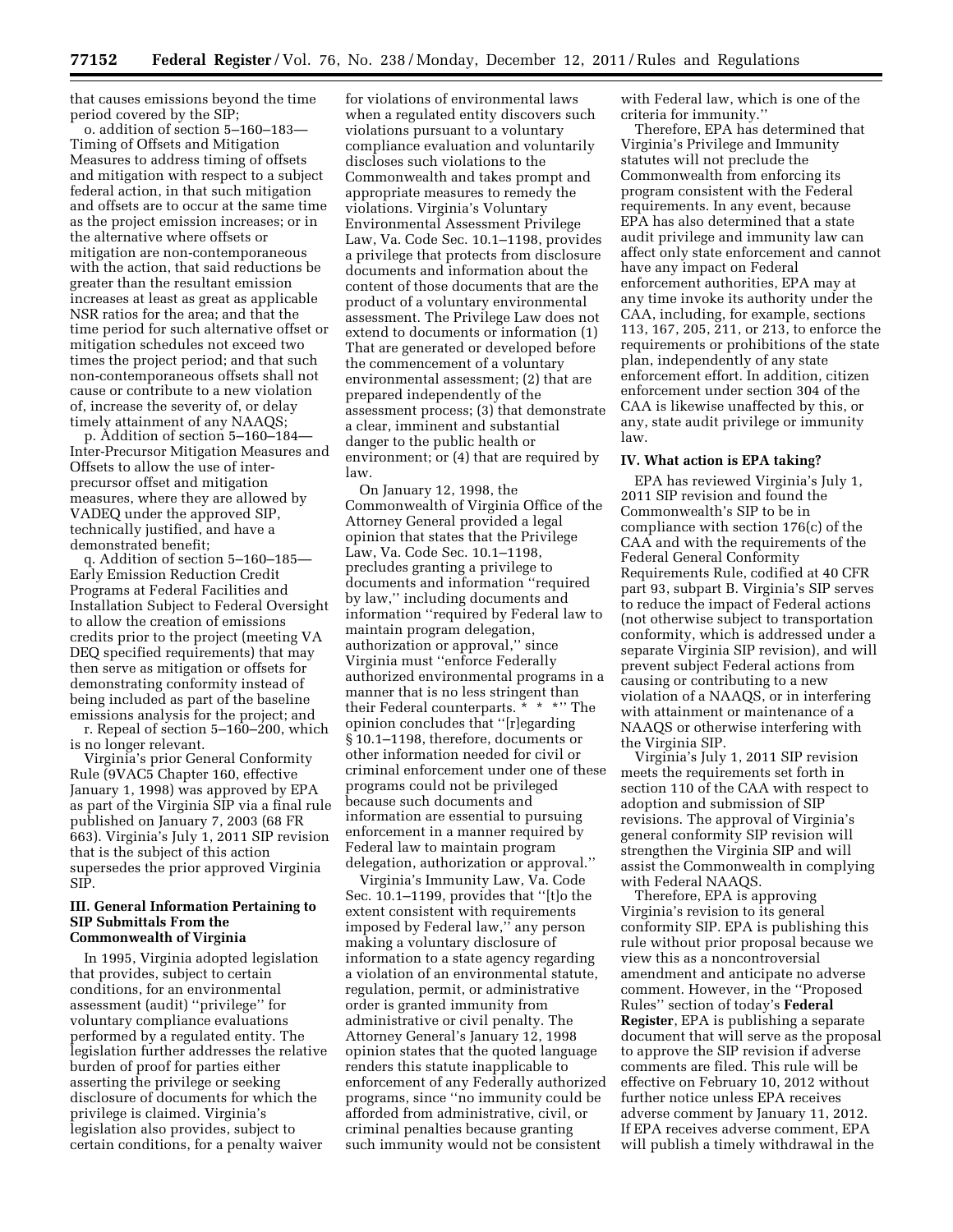that causes emissions beyond the time period covered by the SIP;

o. addition of section 5–160–183—Timing of Offsets and Mitigation Measures to address timing of offsets and mitigation with respect to a subject federal action, in that such mitigation and offsets are to occur at the same time as the project emission increases; or in the alternative where offsets or mitigation are non-contemporaneous with the action, that said reductions be greater than the resultant emission increases at least as great as applicable NSR ratios for the area; and that the time period for such alternative offset or mitigation schedules not exceed two times the project period; and that such non-contemporaneous offsets shall not cause or contribute to a new violation of, increase the severity of, or delay timely attainment of any NAAQS;

p. Addition of section 5–160–184—Inter-Precursor Mitigation Measures and Offsets to allow the use of inter-precursor offset and mitigation measures, where they are allowed by VADEQ under the approved SIP, technically justified, and have a demonstrated benefit;

q. Addition of section 5–160–185—Early Emission Reduction Credit Programs at Federal Facilities and Installation Subject to Federal Oversight to allow the creation of emissions credits prior to the project (meeting VA DEQ specified requirements) that may then serve as mitigation or offsets for demonstrating conformity instead of being included as part of the baseline emissions analysis for the project; and

r. Repeal of section 5–160–200, which is no longer relevant.

Virginia's prior General Conformity Rule (9VAC5 Chapter 160, effective January 1, 1998) was approved by EPA as part of the Virginia SIP via a final rule published on January 7, 2003 (68 FR 663). Virginia's July 1, 2011 SIP revision that is the subject of this action supersedes the prior approved Virginia SIP.

## III. General Information Pertaining to SIP Submittals From the Commonwealth of Virginia

In 1995, Virginia adopted legislation that provides, subject to certain conditions, for an environmental assessment (audit) "privilege" for voluntary compliance evaluations performed by a regulated entity. The legislation further addresses the relative burden of proof for parties either asserting the privilege or seeking disclosure of documents for which the privilege is claimed. Virginia's legislation also provides, subject to certain conditions, for a penalty waiver for violations of environmental laws when a regulated entity discovers such violations pursuant to a voluntary compliance evaluation and voluntarily discloses such violations to the Commonwealth and takes prompt and appropriate measures to remedy the violations. Virginia's Voluntary Environmental Assessment Privilege Law, Va. Code Sec. 10.1–1198, provides a privilege that protects from disclosure documents and information about the content of those documents that are the product of a voluntary environmental assessment. The Privilege Law does not extend to documents or information (1) That are generated or developed before the commencement of a voluntary environmental assessment; (2) that are prepared independently of the assessment process; (3) that demonstrate a clear, imminent and substantial danger to the public health or environment; or (4) that are required by law.

On January 12, 1998, the Commonwealth of Virginia Office of the Attorney General provided a legal opinion that states that the Privilege Law, Va. Code Sec. 10.1–1198, precludes granting a privilege to documents and information "required by law," including documents and information "required by Federal law to maintain program delegation, authorization or approval," since Virginia must "enforce Federally authorized environmental programs in a manner that is no less stringent than their Federal counterparts. * * *" The opinion concludes that "[r]egarding § 10.1–1198, therefore, documents or other information needed for civil or criminal enforcement under one of these programs could not be privileged because such documents and information are essential to pursuing enforcement in a manner required by Federal law to maintain program delegation, authorization or approval."

Virginia's Immunity Law, Va. Code Sec. 10.1–1199, provides that "[t]o the extent consistent with requirements imposed by Federal law," any person making a voluntary disclosure of information to a state agency regarding a violation of an environmental statute, regulation, permit, or administrative order is granted immunity from administrative or civil penalty. The Attorney General's January 12, 1998 opinion states that the quoted language renders this statute inapplicable to enforcement of any Federally authorized programs, since "no immunity could be afforded from administrative, civil, or criminal penalties because granting such immunity would not be consistent with Federal law, which is one of the criteria for immunity."

Therefore, EPA has determined that Virginia's Privilege and Immunity statutes will not preclude the Commonwealth from enforcing its program consistent with the Federal requirements. In any event, because EPA has also determined that a state audit privilege and immunity law can affect only state enforcement and cannot have any impact on Federal enforcement authorities, EPA may at any time invoke its authority under the CAA, including, for example, sections 113, 167, 205, 211, or 213, to enforce the requirements or prohibitions of the state plan, independently of any state enforcement effort. In addition, citizen enforcement under section 304 of the CAA is likewise unaffected by this, or any, state audit privilege or immunity law.

## IV. What action is EPA taking?

EPA has reviewed Virginia's July 1, 2011 SIP revision and found the Commonwealth's SIP to be in compliance with section 176(c) of the CAA and with the requirements of the Federal General Conformity Requirements Rule, codified at 40 CFR part 93, subpart B. Virginia's SIP serves to reduce the impact of Federal actions (not otherwise subject to transportation conformity, which is addressed under a separate Virginia SIP revision), and will prevent subject Federal actions from causing or contributing to a new violation of a NAAQS, or in interfering with attainment or maintenance of a NAAQS or otherwise interfering with the Virginia SIP.

Virginia's July 1, 2011 SIP revision meets the requirements set forth in section 110 of the CAA with respect to adoption and submission of SIP revisions. The approval of Virginia's general conformity SIP revision will strengthen the Virginia SIP and will assist the Commonwealth in complying with Federal NAAQS.

Therefore, EPA is approving Virginia's revision to its general conformity SIP. EPA is publishing this rule without prior proposal because we view this as a noncontroversial amendment and anticipate no adverse comment. However, in the "Proposed Rules" section of today's **Federal Register**, EPA is publishing a separate document that will serve as the proposal to approve the SIP revision if adverse comments are filed. This rule will be effective on February 10, 2012 without further notice unless EPA receives adverse comment by January 11, 2012. If EPA receives adverse comment, EPA will publish a timely withdrawal in the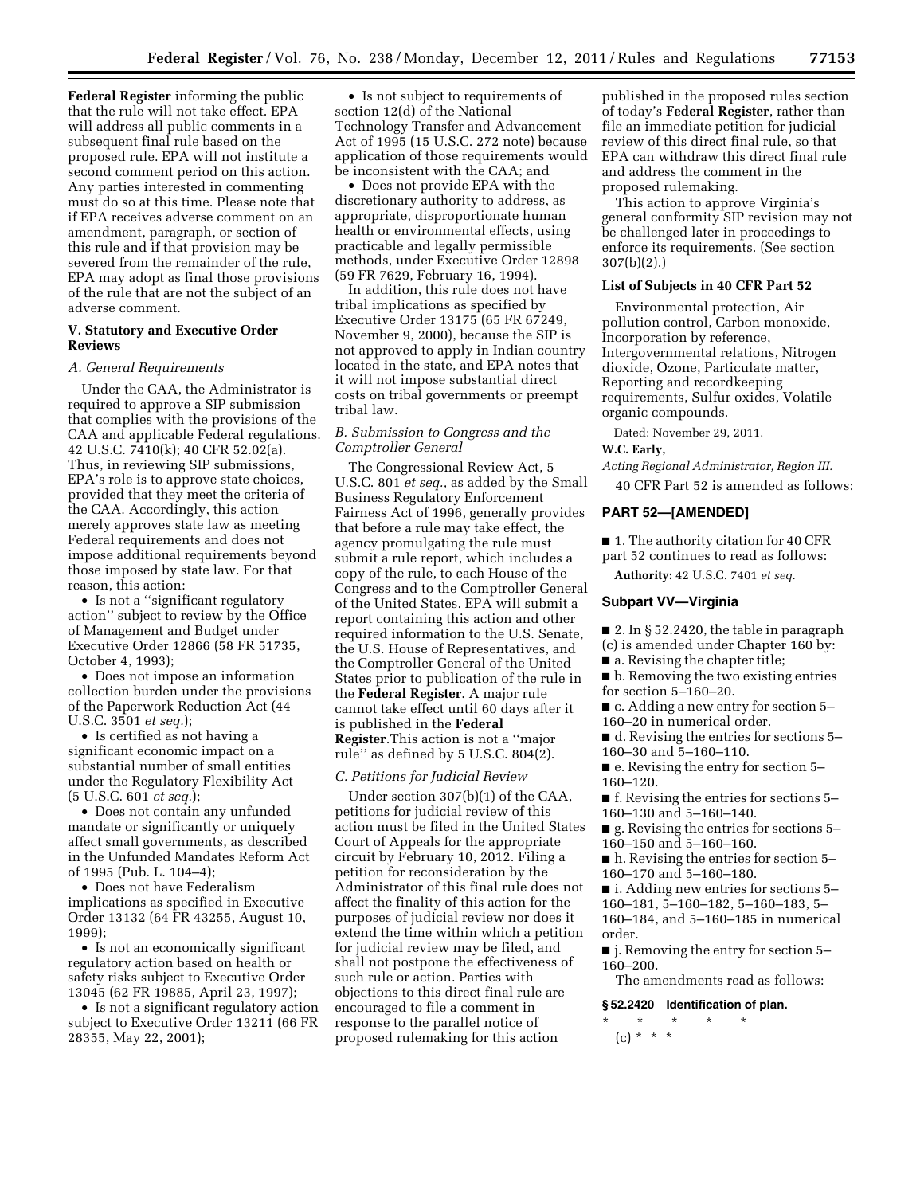**Federal Register** informing the public that the rule will not take effect. EPA will address all public comments in a subsequent final rule based on the proposed rule. EPA will not institute a second comment period on this action. Any parties interested in commenting must do so at this time. Please note that if EPA receives adverse comment on an amendment, paragraph, or section of this rule and if that provision may be severed from the remainder of the rule, EPA may adopt as final those provisions of the rule that are not the subject of an adverse comment.

## V. Statutory and Executive Order Reviews

### *A. General Requirements*

Under the CAA, the Administrator is required to approve a SIP submission that complies with the provisions of the CAA and applicable Federal regulations. 42 U.S.C. 7410(k); 40 CFR 52.02(a). Thus, in reviewing SIP submissions, EPA's role is to approve state choices, provided that they meet the criteria of the CAA. Accordingly, this action merely approves state law as meeting Federal requirements and does not impose additional requirements beyond those imposed by state law. For that reason, this action:

- Is not a ''significant regulatory action'' subject to review by the Office of Management and Budget under Executive Order 12866 (58 FR 51735, October 4, 1993);
- Does not impose an information collection burden under the provisions of the Paperwork Reduction Act (44 U.S.C. 3501 *et seq.*);
- Is certified as not having a significant economic impact on a substantial number of small entities under the Regulatory Flexibility Act (5 U.S.C. 601 *et seq.*);
- Does not contain any unfunded mandate or significantly or uniquely affect small governments, as described in the Unfunded Mandates Reform Act of 1995 (Pub. L. 104–4);
- Does not have Federalism implications as specified in Executive Order 13132 (64 FR 43255, August 10, 1999);
- Is not an economically significant regulatory action based on health or safety risks subject to Executive Order 13045 (62 FR 19885, April 23, 1997);
- Is not a significant regulatory action subject to Executive Order 13211 (66 FR 28355, May 22, 2001);
- Is not subject to requirements of section 12(d) of the National Technology Transfer and Advancement Act of 1995 (15 U.S.C. 272 note) because application of those requirements would be inconsistent with the CAA; and
- Does not provide EPA with the discretionary authority to address, as appropriate, disproportionate human health or environmental effects, using practicable and legally permissible methods, under Executive Order 12898 (59 FR 7629, February 16, 1994).

In addition, this rule does not have tribal implications as specified by Executive Order 13175 (65 FR 67249, November 9, 2000), because the SIP is not approved to apply in Indian country located in the state, and EPA notes that it will not impose substantial direct costs on tribal governments or preempt tribal law.

### *B. Submission to Congress and the Comptroller General*

The Congressional Review Act, 5 U.S.C. 801 *et seq.,* as added by the Small Business Regulatory Enforcement Fairness Act of 1996, generally provides that before a rule may take effect, the agency promulgating the rule must submit a rule report, which includes a copy of the rule, to each House of the Congress and to the Comptroller General of the United States. EPA will submit a report containing this action and other required information to the U.S. Senate, the U.S. House of Representatives, and the Comptroller General of the United States prior to publication of the rule in the **Federal Register**. A major rule cannot take effect until 60 days after it is published in the **Federal Register**.This action is not a ''major rule'' as defined by 5 U.S.C. 804(2).

### *C. Petitions for Judicial Review*

Under section 307(b)(1) of the CAA, petitions for judicial review of this action must be filed in the United States Court of Appeals for the appropriate circuit by February 10, 2012. Filing a petition for reconsideration by the Administrator of this final rule does not affect the finality of this action for the purposes of judicial review nor does it extend the time within which a petition for judicial review may be filed, and shall not postpone the effectiveness of such rule or action. Parties with objections to this direct final rule are encouraged to file a comment in response to the parallel notice of proposed rulemaking for this action published in the proposed rules section of today's **Federal Register**, rather than file an immediate petition for judicial review of this direct final rule, so that EPA can withdraw this direct final rule and address the comment in the proposed rulemaking.

This action to approve Virginia's general conformity SIP revision may not be challenged later in proceedings to enforce its requirements. (See section 307(b)(2).)

### List of Subjects in 40 CFR Part 52

Environmental protection, Air pollution control, Carbon monoxide, Incorporation by reference, Intergovernmental relations, Nitrogen dioxide, Ozone, Particulate matter, Reporting and recordkeeping requirements, Sulfur oxides, Volatile organic compounds.

Dated: November 29, 2011.

**W.C. Early,**

*Acting Regional Administrator, Region III.*

40 CFR Part 52 is amended as follows:

## PART 52—[AMENDED]

■ 1. The authority citation for 40 CFR part 52 continues to read as follows:

**Authority:** 42 U.S.C. 7401 *et seq.*

### Subpart VV—Virginia

■ 2. In § 52.2420, the table in paragraph (c) is amended under Chapter 160 by:

■ a. Revising the chapter title;

■ b. Removing the two existing entries for section 5–160–20.

■ c. Adding a new entry for section 5–160–20 in numerical order.

■ d. Revising the entries for sections 5–160–30 and 5–160–110.

■ e. Revising the entry for section 5–160–120.

■ f. Revising the entries for sections 5–160–130 and 5–160–140.

■ g. Revising the entries for sections 5–160–150 and 5–160–160.

■ h. Revising the entries for section 5–160–170 and 5–160–180.

■ i. Adding new entries for sections 5–160–181, 5–160–182, 5–160–183, 5–160–184, and 5–160–185 in numerical order.

■ j. Removing the entry for section 5–160–200.

The amendments read as follows:

**§ 52.2420 Identification of plan.**

\* \* \* \* \*

(c) \* \* \*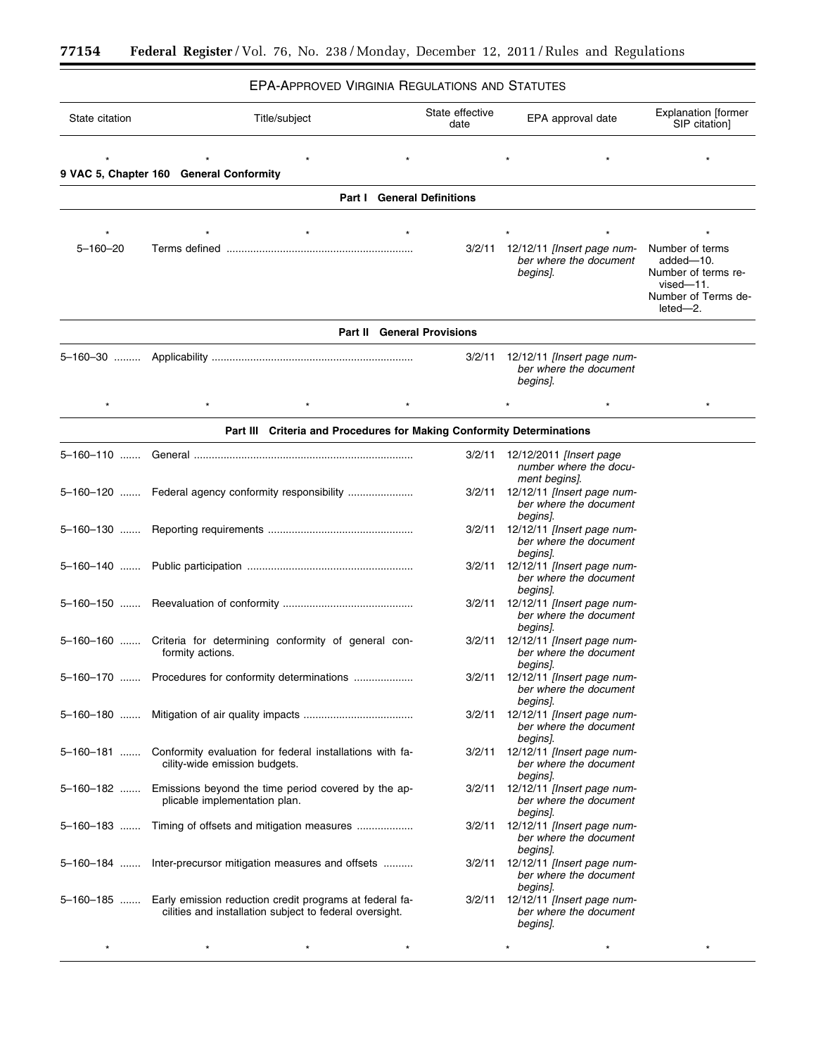EPA-APPROVED VIRGINIA REGULATIONS AND STATUTES

| State citation | Title/subject | State effective date | EPA approval date | Explanation [former SIP citation] |
|---|---|---|---|---|
| * | * | * | * | * |
| **9 VAC 5, Chapter 160 General Conformity** | | | | |
| **Part I General Definitions** | | | | |
| * | * | * | * | * |
| 5–160–20 | Terms defined | 3/2/11 | 12/12/11 *[Insert page number where the document begins]*. | Number of terms added—10. Number of terms revised—11. Number of Terms deleted—2. |
| **Part II General Provisions** | | | | |
| 5–160–30 | Applicability | 3/2/11 | 12/12/11 *[Insert page number where the document begins]*. | |
| * | * | * | * | * |
| **Part III Criteria and Procedures for Making Conformity Determinations** | | | | |
| 5–160–110 | General | 3/2/11 | 12/12/2011 *[Insert page number where the document begins]*. | |
| 5–160–120 | Federal agency conformity responsibility | 3/2/11 | 12/12/11 *[Insert page number where the document begins]*. | |
| 5–160–130 | Reporting requirements | 3/2/11 | 12/12/11 *[Insert page number where the document begins]*. | |
| 5–160–140 | Public participation | 3/2/11 | 12/12/11 *[Insert page number where the document begins]*. | |
| 5–160–150 | Reevaluation of conformity | 3/2/11 | 12/12/11 *[Insert page number where the document begins]*. | |
| 5–160–160 | Criteria for determining conformity of general conformity actions. | 3/2/11 | 12/12/11 *[Insert page number where the document begins]*. | |
| 5–160–170 | Procedures for conformity determinations | 3/2/11 | 12/12/11 *[Insert page number where the document begins]*. | |
| 5–160–180 | Mitigation of air quality impacts | 3/2/11 | 12/12/11 *[Insert page number where the document begins]*. | |
| 5–160–181 | Conformity evaluation for federal installations with facility-wide emission budgets. | 3/2/11 | 12/12/11 *[Insert page number where the document begins]*. | |
| 5–160–182 | Emissions beyond the time period covered by the applicable implementation plan. | 3/2/11 | 12/12/11 *[Insert page number where the document begins]*. | |
| 5–160–183 | Timing of offsets and mitigation measures | 3/2/11 | 12/12/11 *[Insert page number where the document begins]*. | |
| 5–160–184 | Inter-precursor mitigation measures and offsets | 3/2/11 | 12/12/11 *[Insert page number where the document begins]*. | |
| 5–160–185 | Early emission reduction credit programs at federal facilities and installation subject to federal oversight. | 3/2/11 | 12/12/11 *[Insert page number where the document begins]*. | |
| * | * | * | * | * |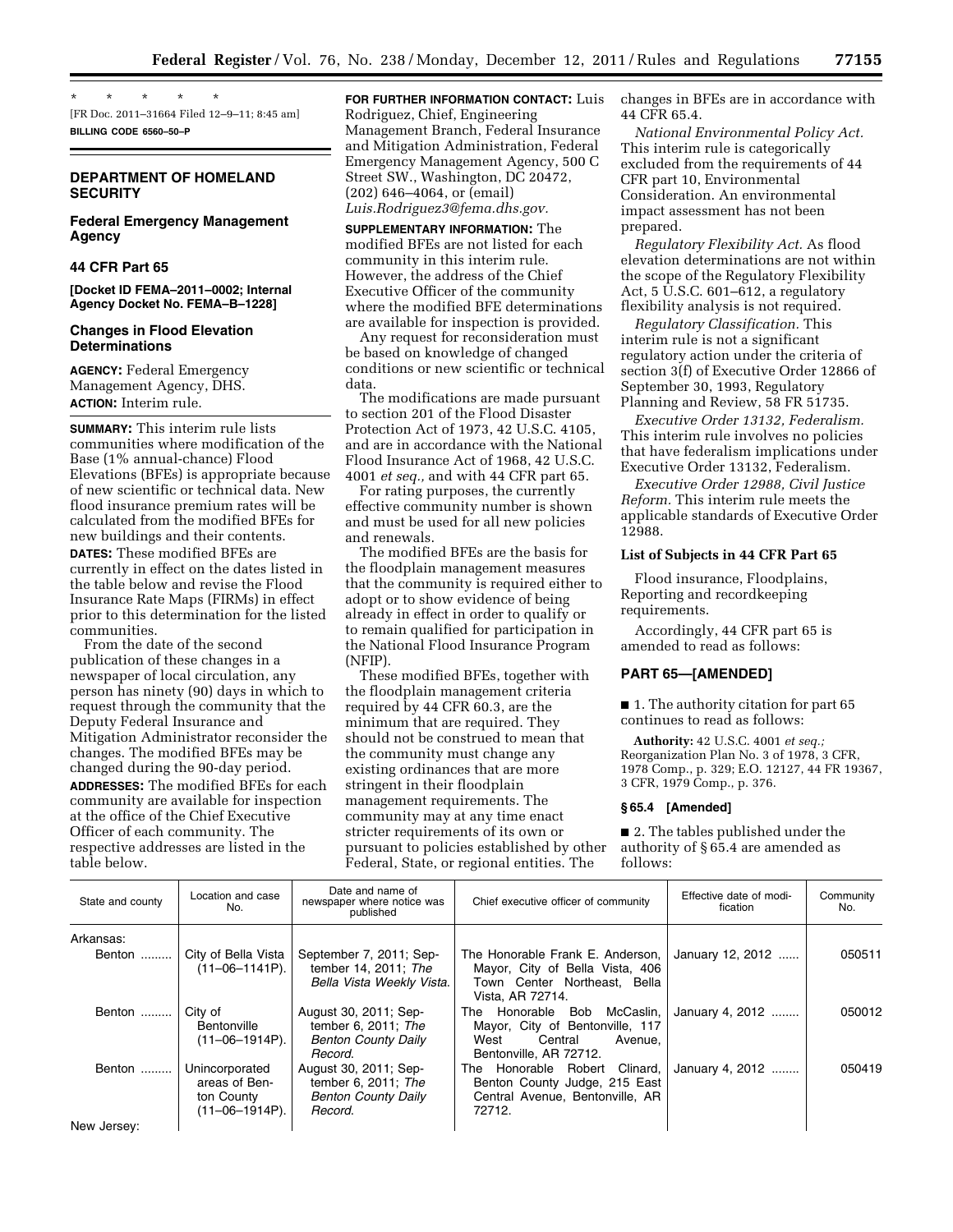\* \* \* \* \*

[FR Doc. 2011–31664 Filed 12–9–11; 8:45 am]

**BILLING CODE 6560–50–P**

## DEPARTMENT OF HOMELAND SECURITY

### Federal Emergency Management Agency

### 44 CFR Part 65

**[Docket ID FEMA–2011–0002; Internal Agency Docket No. FEMA–B–1228]**

### Changes in Flood Elevation Determinations

**AGENCY:** Federal Emergency Management Agency, DHS.

**ACTION:** Interim rule.

**SUMMARY:** This interim rule lists communities where modification of the Base (1% annual-chance) Flood Elevations (BFEs) is appropriate because of new scientific or technical data. New flood insurance premium rates will be calculated from the modified BFEs for new buildings and their contents.

**DATES:** These modified BFEs are currently in effect on the dates listed in the table below and revise the Flood Insurance Rate Maps (FIRMs) in effect prior to this determination for the listed communities.

From the date of the second publication of these changes in a newspaper of local circulation, any person has ninety (90) days in which to request through the community that the Deputy Federal Insurance and Mitigation Administrator reconsider the changes. The modified BFEs may be changed during the 90-day period.

**ADDRESSES:** The modified BFEs for each community are available for inspection at the office of the Chief Executive Officer of each community. The respective addresses are listed in the table below.

**FOR FURTHER INFORMATION CONTACT:** Luis Rodriguez, Chief, Engineering Management Branch, Federal Insurance and Mitigation Administration, Federal Emergency Management Agency, 500 C Street SW., Washington, DC 20472, (202) 646–4064, or (email) *Luis.Rodriguez3@fema.dhs.gov.*

**SUPPLEMENTARY INFORMATION:** The modified BFEs are not listed for each community in this interim rule. However, the address of the Chief Executive Officer of the community where the modified BFE determinations are available for inspection is provided.

Any request for reconsideration must be based on knowledge of changed conditions or new scientific or technical data.

The modifications are made pursuant to section 201 of the Flood Disaster Protection Act of 1973, 42 U.S.C. 4105, and are in accordance with the National Flood Insurance Act of 1968, 42 U.S.C. 4001 *et seq.,* and with 44 CFR part 65.

For rating purposes, the currently effective community number is shown and must be used for all new policies and renewals.

The modified BFEs are the basis for the floodplain management measures that the community is required either to adopt or to show evidence of being already in effect in order to qualify or to remain qualified for participation in the National Flood Insurance Program (NFIP).

These modified BFEs, together with the floodplain management criteria required by 44 CFR 60.3, are the minimum that are required. They should not be construed to mean that the community must change any existing ordinances that are more stringent in their floodplain management requirements. The community may at any time enact stricter requirements of its own or pursuant to policies established by other Federal, State, or regional entities. The changes in BFEs are in accordance with 44 CFR 65.4.

*National Environmental Policy Act.* This interim rule is categorically excluded from the requirements of 44 CFR part 10, Environmental Consideration. An environmental impact assessment has not been prepared.

*Regulatory Flexibility Act.* As flood elevation determinations are not within the scope of the Regulatory Flexibility Act, 5 U.S.C. 601–612, a regulatory flexibility analysis is not required.

*Regulatory Classification.* This interim rule is not a significant regulatory action under the criteria of section 3(f) of Executive Order 12866 of September 30, 1993, Regulatory Planning and Review, 58 FR 51735.

*Executive Order 13132, Federalism.* This interim rule involves no policies that have federalism implications under Executive Order 13132, Federalism.

*Executive Order 12988, Civil Justice Reform.* This interim rule meets the applicable standards of Executive Order 12988.

### List of Subjects in 44 CFR Part 65

Flood insurance, Floodplains, Reporting and recordkeeping requirements.

Accordingly, 44 CFR part 65 is amended to read as follows:

### PART 65—[AMENDED]

■ 1. The authority citation for part 65 continues to read as follows:

**Authority:** 42 U.S.C. 4001 *et seq.;* Reorganization Plan No. 3 of 1978, 3 CFR, 1978 Comp., p. 329; E.O. 12127, 44 FR 19367, 3 CFR, 1979 Comp., p. 376.

### § 65.4 [Amended]

■ 2. The tables published under the authority of § 65.4 are amended as follows:

| State and county | Location and case No. | Date and name of newspaper where notice was published | Chief executive officer of community | Effective date of modification | Community No. |
|---|---|---|---|---|---|
| Arkansas: | | | | | |
| Benton | City of Bella Vista (11–06–1141P). | September 7, 2011; September 14, 2011; *The Bella Vista Weekly Vista.* | The Honorable Frank E. Anderson, Mayor, City of Bella Vista, 406 Town Center Northeast, Bella Vista, AR 72714. | January 12, 2012 | 050511 |
| Benton | City of Bentonville (11–06–1914P). | August 30, 2011; September 6, 2011; *The Benton County Daily Record.* | The Honorable Bob McCaslin, Mayor, City of Bentonville, 117 West Central Avenue, Bentonville, AR 72712. | January 4, 2012 | 050012 |
| Benton | Unincorporated areas of Benton County (11–06–1914P). | August 30, 2011; September 6, 2011; *The Benton County Daily Record.* | The Honorable Robert Clinard, Benton County Judge, 215 East Central Avenue, Bentonville, AR 72712. | January 4, 2012 | 050419 |
| New Jersey: | | | | | |